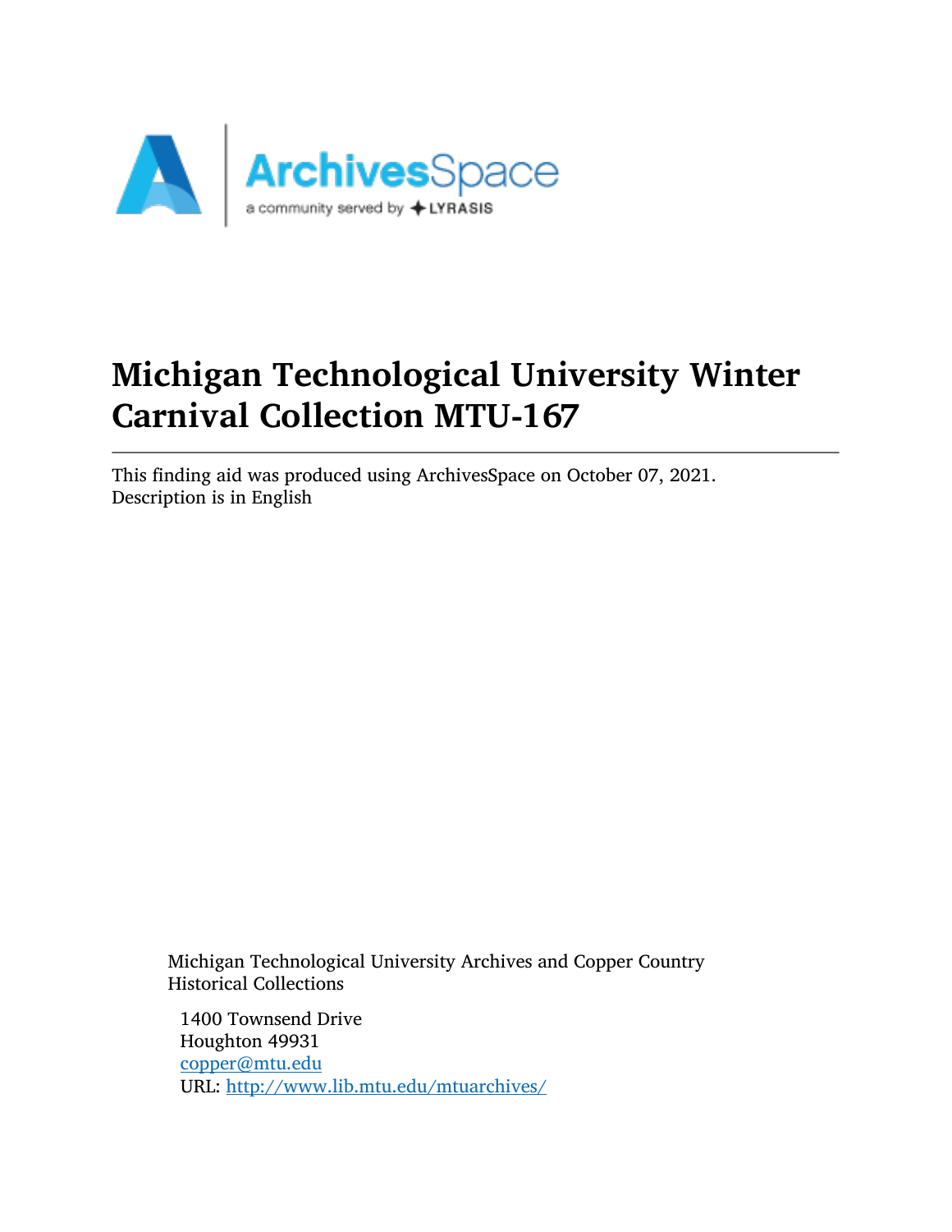# Michigan Technological University Winter Carnival Collection MTU-167

---

This finding aid was produced using ArchivesSpace on October 07, 2021.
Description is in English

Michigan Technological University Archives and Copper Country Historical Collections

1400 Townsend Drive
Houghton 49931
copper@mtu.edu
URL: http://www.lib.mtu.edu/mtuarchives/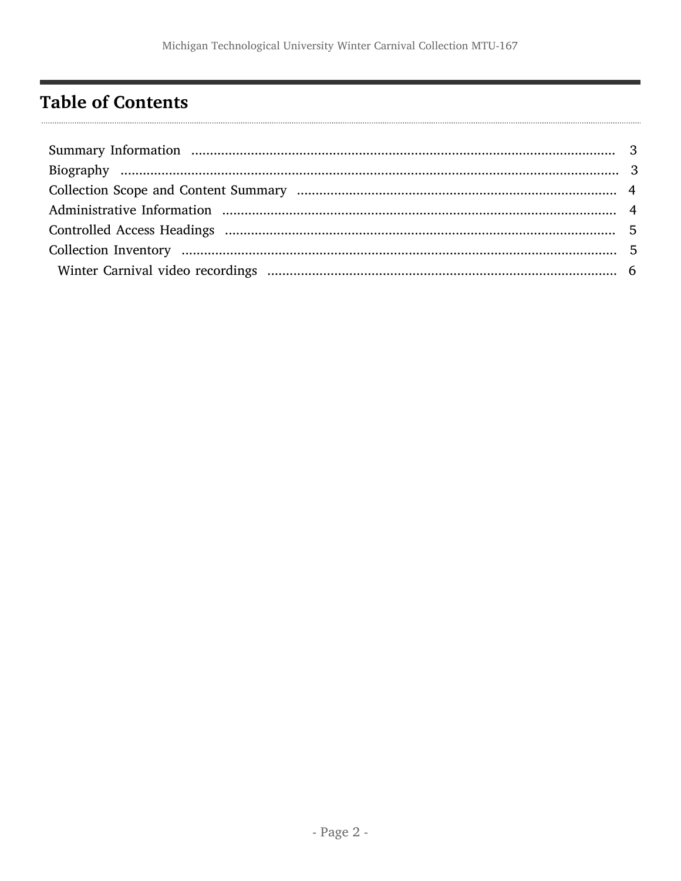# Table of Contents

- Summary Information ... 3
- Biography ... 3
- Collection Scope and Content Summary ... 4
- Administrative Information ... 4
- Controlled Access Headings ... 5
- Collection Inventory ... 5
  - Winter Carnival video recordings ... 6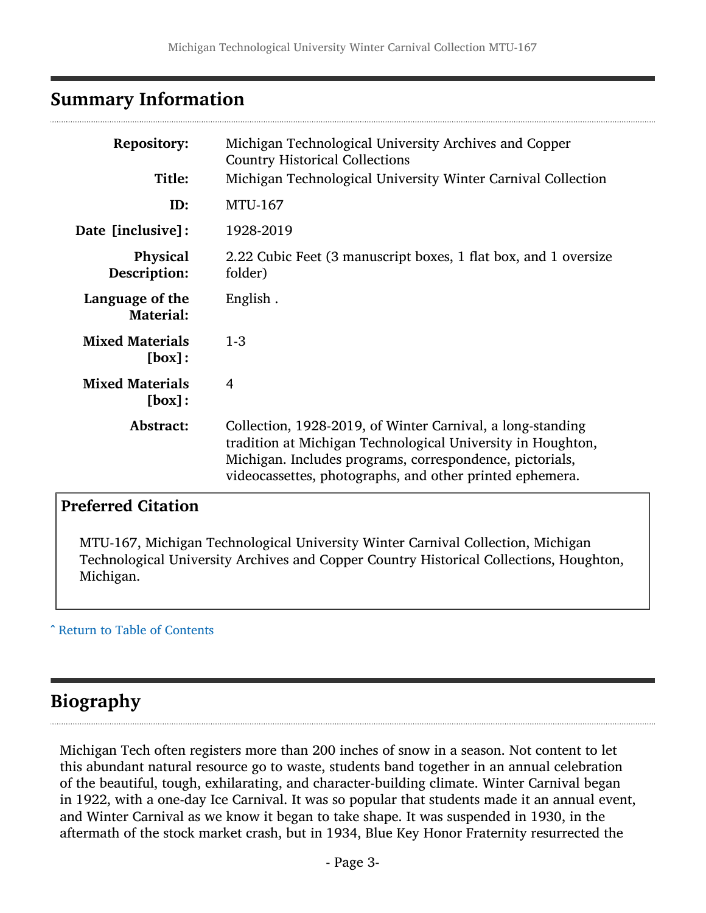## Summary Information

| | |
|---|---|
| **Repository:** | Michigan Technological University Archives and Copper Country Historical Collections |
| **Title:** | Michigan Technological University Winter Carnival Collection |
| **ID:** | MTU-167 |
| **Date [inclusive]:** | 1928-2019 |
| **Physical Description:** | 2.22 Cubic Feet (3 manuscript boxes, 1 flat box, and 1 oversize folder) |
| **Language of the Material:** | English . |
| **Mixed Materials [box]:** | 1-3 |
| **Mixed Materials [box]:** | 4 |
| **Abstract:** | Collection, 1928-2019, of Winter Carnival, a long-standing tradition at Michigan Technological University in Houghton, Michigan. Includes programs, correspondence, pictorials, videocassettes, photographs, and other printed ephemera. |

### Preferred Citation

MTU-167, Michigan Technological University Winter Carnival Collection, Michigan Technological University Archives and Copper Country Historical Collections, Houghton, Michigan.

ˆ Return to Table of Contents

## Biography

Michigan Tech often registers more than 200 inches of snow in a season. Not content to let this abundant natural resource go to waste, students band together in an annual celebration of the beautiful, tough, exhilarating, and character-building climate. Winter Carnival began in 1922, with a one-day Ice Carnival. It was so popular that students made it an annual event, and Winter Carnival as we know it began to take shape. It was suspended in 1930, in the aftermath of the stock market crash, but in 1934, Blue Key Honor Fraternity resurrected the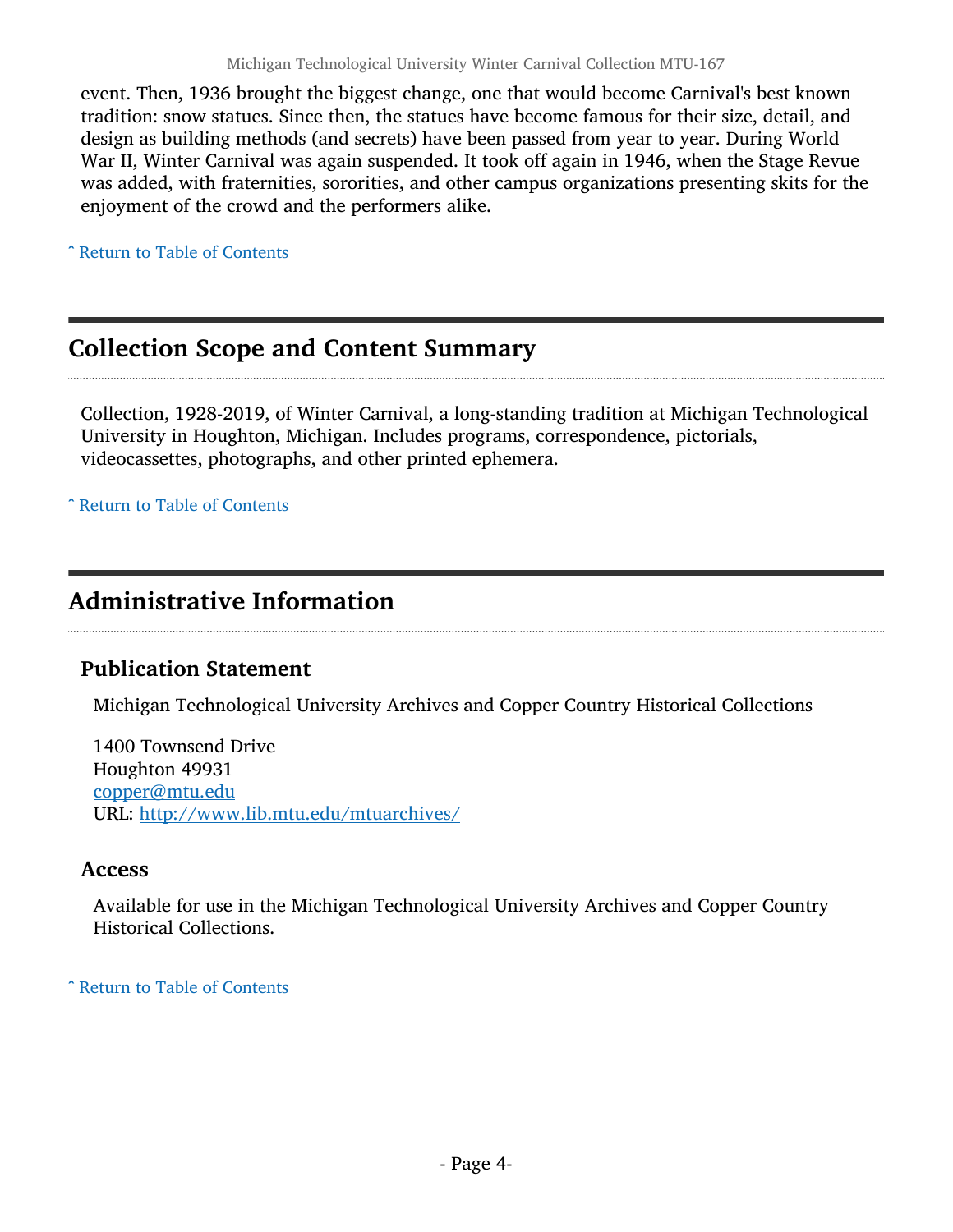event. Then, 1936 brought the biggest change, one that would become Carnival's best known tradition: snow statues. Since then, the statues have become famous for their size, detail, and design as building methods (and secrets) have been passed from year to year. During World War II, Winter Carnival was again suspended. It took off again in 1946, when the Stage Revue was added, with fraternities, sororities, and other campus organizations presenting skits for the enjoyment of the crowd and the performers alike.

ˆ Return to Table of Contents

## Collection Scope and Content Summary

Collection, 1928-2019, of Winter Carnival, a long-standing tradition at Michigan Technological University in Houghton, Michigan. Includes programs, correspondence, pictorials, videocassettes, photographs, and other printed ephemera.

ˆ Return to Table of Contents

## Administrative Information

### Publication Statement

Michigan Technological University Archives and Copper Country Historical Collections

1400 Townsend Drive
Houghton 49931
copper@mtu.edu
URL: http://www.lib.mtu.edu/mtuarchives/

### Access

Available for use in the Michigan Technological University Archives and Copper Country Historical Collections.

ˆ Return to Table of Contents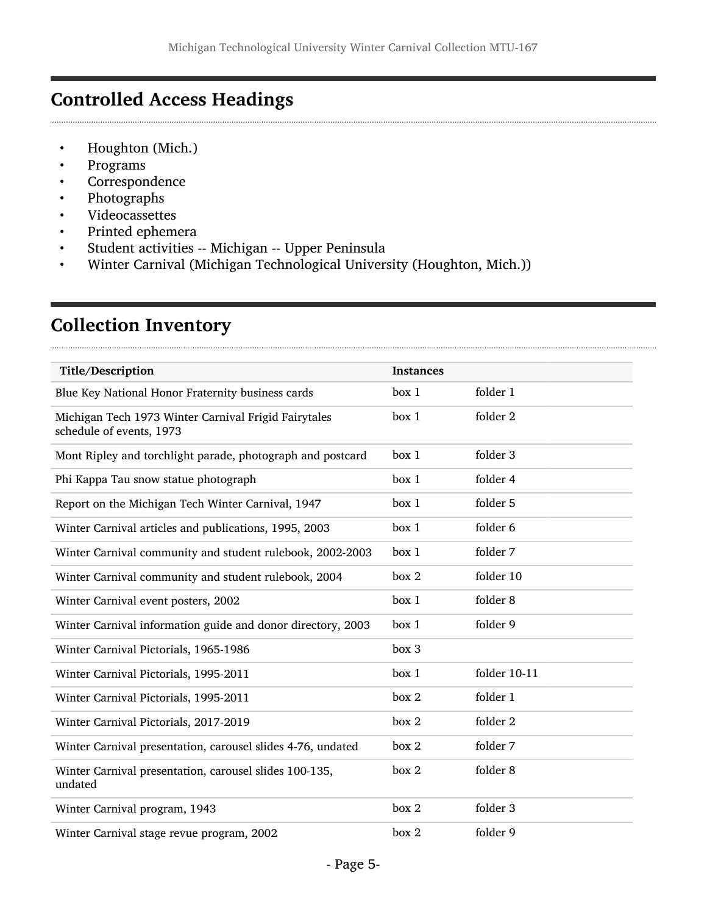## Controlled Access Headings

- Houghton (Mich.)
- Programs
- Correspondence
- Photographs
- Videocassettes
- Printed ephemera
- Student activities -- Michigan -- Upper Peninsula
- Winter Carnival (Michigan Technological University (Houghton, Mich.))

## Collection Inventory

| Title/Description | Instances | |
|---|---|---|
| Blue Key National Honor Fraternity business cards | box 1 | folder 1 |
| Michigan Tech 1973 Winter Carnival Frigid Fairytales schedule of events, 1973 | box 1 | folder 2 |
| Mont Ripley and torchlight parade, photograph and postcard | box 1 | folder 3 |
| Phi Kappa Tau snow statue photograph | box 1 | folder 4 |
| Report on the Michigan Tech Winter Carnival, 1947 | box 1 | folder 5 |
| Winter Carnival articles and publications, 1995, 2003 | box 1 | folder 6 |
| Winter Carnival community and student rulebook, 2002-2003 | box 1 | folder 7 |
| Winter Carnival community and student rulebook, 2004 | box 2 | folder 10 |
| Winter Carnival event posters, 2002 | box 1 | folder 8 |
| Winter Carnival information guide and donor directory, 2003 | box 1 | folder 9 |
| Winter Carnival Pictorials, 1965-1986 | box 3 | |
| Winter Carnival Pictorials, 1995-2011 | box 1 | folder 10-11 |
| Winter Carnival Pictorials, 1995-2011 | box 2 | folder 1 |
| Winter Carnival Pictorials, 2017-2019 | box 2 | folder 2 |
| Winter Carnival presentation, carousel slides 4-76, undated | box 2 | folder 7 |
| Winter Carnival presentation, carousel slides 100-135, undated | box 2 | folder 8 |
| Winter Carnival program, 1943 | box 2 | folder 3 |
| Winter Carnival stage revue program, 2002 | box 2 | folder 9 |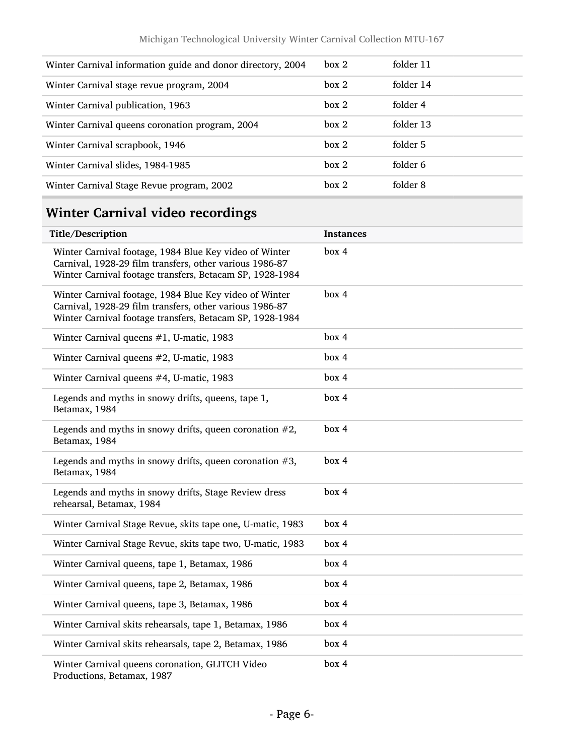| | | |
|---|---|---|
| Winter Carnival information guide and donor directory, 2004 | box 2 | folder 11 |
| Winter Carnival stage revue program, 2004 | box 2 | folder 14 |
| Winter Carnival publication, 1963 | box 2 | folder 4 |
| Winter Carnival queens coronation program, 2004 | box 2 | folder 13 |
| Winter Carnival scrapbook, 1946 | box 2 | folder 5 |
| Winter Carnival slides, 1984-1985 | box 2 | folder 6 |
| Winter Carnival Stage Revue program, 2002 | box 2 | folder 8 |

## Winter Carnival video recordings

| Title/Description | Instances |
|---|---|
| Winter Carnival footage, 1984 Blue Key video of Winter Carnival, 1928-29 film transfers, other various 1986-87 Winter Carnival footage transfers, Betacam SP, 1928-1984 | box 4 |
| Winter Carnival footage, 1984 Blue Key video of Winter Carnival, 1928-29 film transfers, other various 1986-87 Winter Carnival footage transfers, Betacam SP, 1928-1984 | box 4 |
| Winter Carnival queens #1, U-matic, 1983 | box 4 |
| Winter Carnival queens #2, U-matic, 1983 | box 4 |
| Winter Carnival queens #4, U-matic, 1983 | box 4 |
| Legends and myths in snowy drifts, queens, tape 1, Betamax, 1984 | box 4 |
| Legends and myths in snowy drifts, queen coronation #2, Betamax, 1984 | box 4 |
| Legends and myths in snowy drifts, queen coronation #3, Betamax, 1984 | box 4 |
| Legends and myths in snowy drifts, Stage Review dress rehearsal, Betamax, 1984 | box 4 |
| Winter Carnival Stage Revue, skits tape one, U-matic, 1983 | box 4 |
| Winter Carnival Stage Revue, skits tape two, U-matic, 1983 | box 4 |
| Winter Carnival queens, tape 1, Betamax, 1986 | box 4 |
| Winter Carnival queens, tape 2, Betamax, 1986 | box 4 |
| Winter Carnival queens, tape 3, Betamax, 1986 | box 4 |
| Winter Carnival skits rehearsals, tape 1, Betamax, 1986 | box 4 |
| Winter Carnival skits rehearsals, tape 2, Betamax, 1986 | box 4 |
| Winter Carnival queens coronation, GLITCH Video Productions, Betamax, 1987 | box 4 |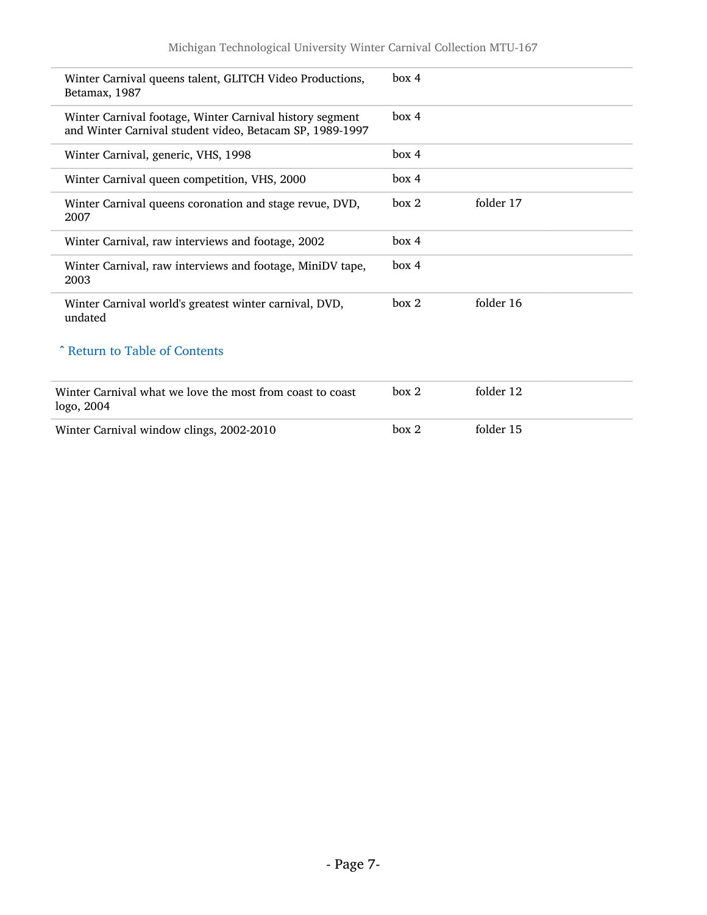| | | |
|---|---|---|
| Winter Carnival queens talent, GLITCH Video Productions, Betamax, 1987 | box 4 | |
| Winter Carnival footage, Winter Carnival history segment and Winter Carnival student video, Betacam SP, 1989-1997 | box 4 | |
| Winter Carnival, generic, VHS, 1998 | box 4 | |
| Winter Carnival queen competition, VHS, 2000 | box 4 | |
| Winter Carnival queens coronation and stage revue, DVD, 2007 | box 2 | folder 17 |
| Winter Carnival, raw interviews and footage, 2002 | box 4 | |
| Winter Carnival, raw interviews and footage, MiniDV tape, 2003 | box 4 | |
| Winter Carnival world's greatest winter carnival, DVD, undated | box 2 | folder 16 |

ˆ Return to Table of Contents

| | | |
|---|---|---|
| Winter Carnival what we love the most from coast to coast logo, 2004 | box 2 | folder 12 |
| Winter Carnival window clings, 2002-2010 | box 2 | folder 15 |